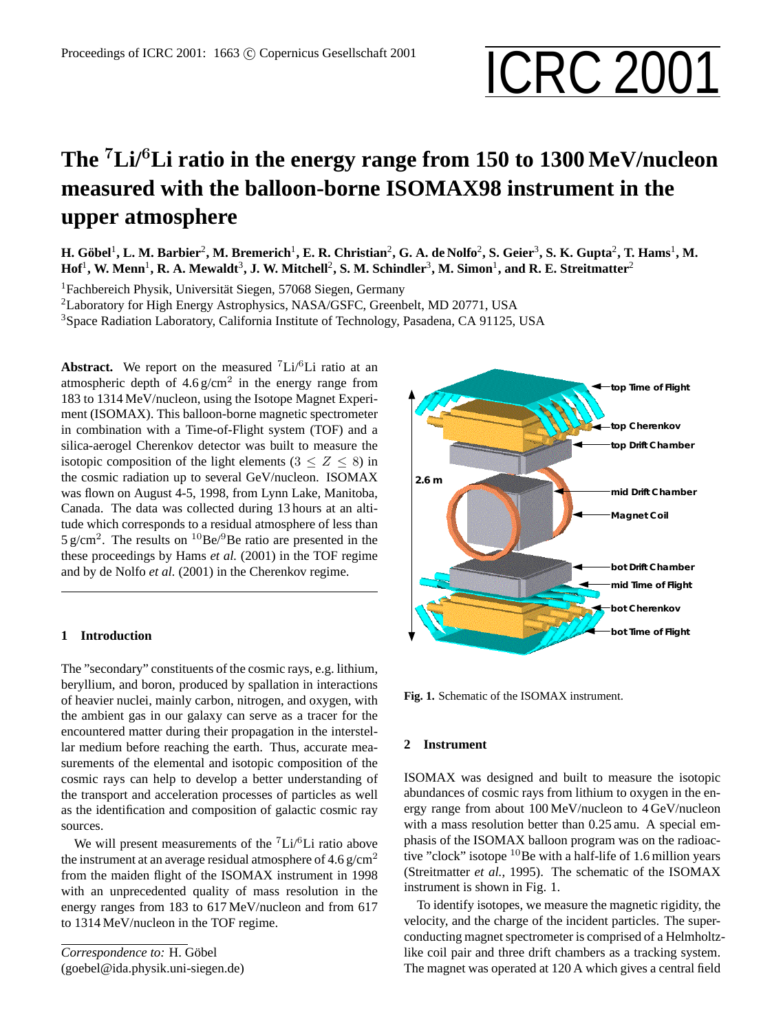# The $^{7}$Li/$^{6}$Li ratio in the energy range from 150 to 1300 MeV/nucleon measured with the balloon-borne ISOMAX98 instrument in the upper atmosphere

**H. Göbel[1], L. M. Barbier[2], M. Bremerich[1], E. R. Christian[2], G. A. de Nolfo[2], S. Geier[3], S. K. Gupta[2], T. Hams[1], M. Hof[1], W. Menn[1], R. A. Mewaldt[3], J. W. Mitchell[2], S. M. Schindler[3], M. Simon[1], and R. E. Streitmatter[2]**

[1]Fachbereich Physik, Universität Siegen, 57068 Siegen, Germany
[2]Laboratory for High Energy Astrophysics, NASA/GSFC, Greenbelt, MD 20771, USA
[3]Space Radiation Laboratory, California Institute of Technology, Pasadena, CA 91125, USA

**Abstract.** We report on the measured $^{7}$Li/$^{6}$Li ratio at an atmospheric depth of 4.6 g/cm$^2$ in the energy range from 183 to 1314 MeV/nucleon, using the Isotope Magnet Experiment (ISOMAX). This balloon-borne magnetic spectrometer in combination with a Time-of-Flight system (TOF) and a silica-aerogel Cherenkov detector was built to measure the isotopic composition of the light elements ($3 \leq Z \leq 8$) in the cosmic radiation up to several GeV/nucleon. ISOMAX was flown on August 4-5, 1998, from Lynn Lake, Manitoba, Canada. The data was collected during 13 hours at an altitude which corresponds to a residual atmosphere of less than 5 g/cm$^2$. The results on $^{10}$Be/$^{9}$Be ratio are presented in the these proceedings by Hams *et al.* (2001) in the TOF regime and by de Nolfo *et al.* (2001) in the Cherenkov regime.

## 1 Introduction

The "secondary" constituents of the cosmic rays, e.g. lithium, beryllium, and boron, produced by spallation in interactions of heavier nuclei, mainly carbon, nitrogen, and oxygen, with the ambient gas in our galaxy can serve as a tracer for the encountered matter during their propagation in the interstellar medium before reaching the earth. Thus, accurate measurements of the elemental and isotopic composition of the cosmic rays can help to develop a better understanding of the transport and acceleration processes of particles as well as the identification and composition of galactic cosmic ray sources.

We will present measurements of the $^{7}$Li/$^{6}$Li ratio above the instrument at an average residual atmosphere of 4.6 g/cm$^2$ from the maiden flight of the ISOMAX instrument in 1998 with an unprecedented quality of mass resolution in the energy ranges from 183 to 617 MeV/nucleon and from 617 to 1314 MeV/nucleon in the TOF regime.

*Correspondence to:* H. Göbel (goebel@ida.physik.uni-siegen.de)

**Fig. 1.** Schematic of the ISOMAX instrument.

## 2 Instrument

ISOMAX was designed and built to measure the isotopic abundances of cosmic rays from lithium to oxygen in the energy range from about 100 MeV/nucleon to 4 GeV/nucleon with a mass resolution better than 0.25 amu. A special emphasis of the ISOMAX balloon program was on the radioactive "clock" isotope $^{10}$Be with a half-life of 1.6 million years (Streitmatter *et al.*, 1995). The schematic of the ISOMAX instrument is shown in Fig. 1.

To identify isotopes, we measure the magnetic rigidity, the velocity, and the charge of the incident particles. The superconducting magnet spectrometer is comprised of a Helmholtz-like coil pair and three drift chambers as a tracking system. The magnet was operated at 120 A which gives a central field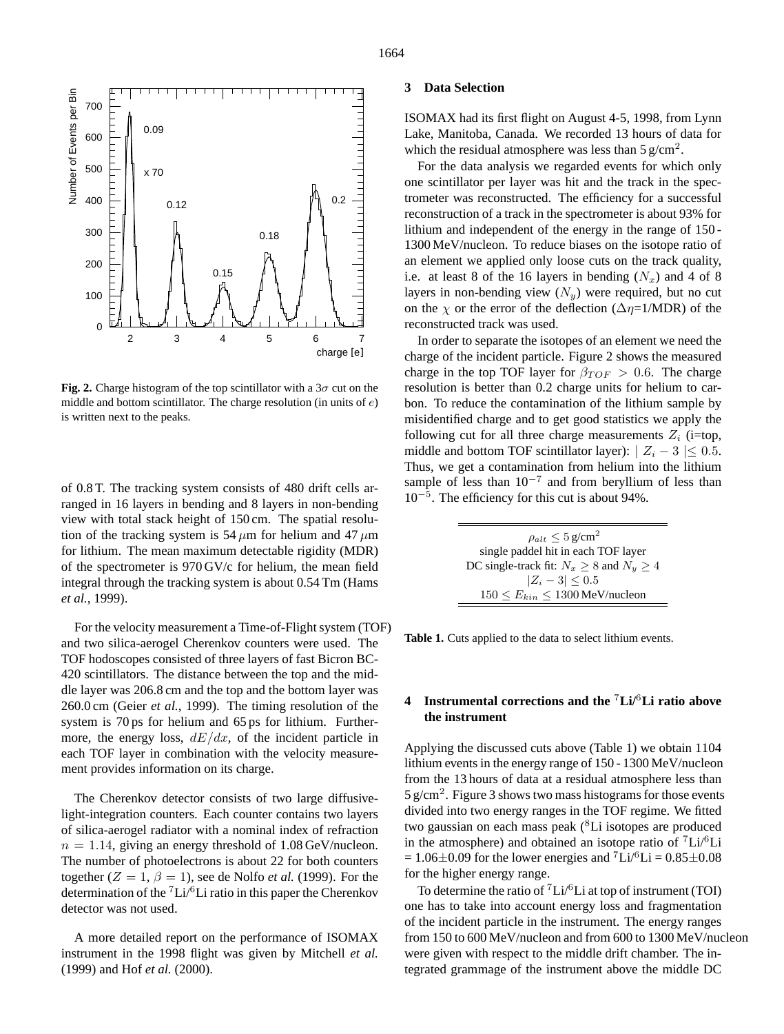**Fig. 2.** Charge histogram of the top scintillator with a $3\sigma$ cut on the middle and bottom scintillator. The charge resolution (in units of $e$) is written next to the peaks.

of 0.8 T. The tracking system consists of 480 drift cells arranged in 16 layers in bending and 8 layers in non-bending view with total stack height of 150 cm. The spatial resolution of the tracking system is 54 $\mu$m for helium and 47 $\mu$m for lithium. The mean maximum detectable rigidity (MDR) of the spectrometer is 970 GV/c for helium, the mean field integral through the tracking system is about 0.54 Tm (Hams *et al.*, 1999).

For the velocity measurement a Time-of-Flight system (TOF) and two silica-aerogel Cherenkov counters were used. The TOF hodoscopes consisted of three layers of fast Bicron BC-420 scintillators. The distance between the top and the middle layer was 206.8 cm and the top and the bottom layer was 260.0 cm (Geier *et al.*, 1999). The timing resolution of the system is 70 ps for helium and 65 ps for lithium. Furthermore, the energy loss, $dE/dx$, of the incident particle in each TOF layer in combination with the velocity measurement provides information on its charge.

The Cherenkov detector consists of two large diffusive-light-integration counters. Each counter contains two layers of silica-aerogel radiator with a nominal index of refraction $n = 1.14$, giving an energy threshold of 1.08 GeV/nucleon. The number of photoelectrons is about 22 for both counters together ($Z = 1$, $\beta = 1$), see de Nolfo *et al.* (1999). For the determination of the $^{7}$Li/$^{6}$Li ratio in this paper the Cherenkov detector was not used.

A more detailed report on the performance of ISOMAX instrument in the 1998 flight was given by Mitchell *et al.* (1999) and Hof *et al.* (2000).

## 3 Data Selection

ISOMAX had its first flight on August 4-5, 1998, from Lynn Lake, Manitoba, Canada. We recorded 13 hours of data for which the residual atmosphere was less than 5 g/cm$^2$.

For the data analysis we regarded events for which only one scintillator per layer was hit and the track in the spectrometer was reconstructed. The efficiency for a successful reconstruction of a track in the spectrometer is about 93% for lithium and independent of the energy in the range of 150 - 1300 MeV/nucleon. To reduce biases on the isotope ratio of an element we applied only loose cuts on the track quality, i.e. at least 8 of the 16 layers in bending ($N_x$) and 4 of 8 layers in non-bending view ($N_y$) were required, but no cut on the $\chi$ or the error of the deflection ($\Delta\eta$=1/MDR) of the reconstructed track was used.

In order to separate the isotopes of an element we need the charge of the incident particle. Figure 2 shows the measured charge in the top TOF layer for $\beta_{TOF} > 0.6$. The charge resolution is better than 0.2 charge units for helium to carbon. To reduce the contamination of the lithium sample by misidentified charge and to get good statistics we apply the following cut for all three charge measurements $Z_i$ (i=top, middle and bottom TOF scintillator layer): $| Z_i - 3 | \leq 0.5$. Thus, we get a contamination from helium into the lithium sample of less than $10^{-7}$ and from beryllium of less than $10^{-5}$. The efficiency for this cut is about 94%.

| Cuts |
|---|
| $\rho_{alt} \leq 5$ g/cm$^2$ |
| single paddel hit in each TOF layer |
| DC single-track fit: $N_x \geq 8$ and $N_y \geq 4$ |
| $\lvert Z_i - 3\rvert \leq 0.5$ |
| $150 \leq E_{kin} \leq 1300$ MeV/nucleon |

**Table 1.** Cuts applied to the data to select lithium events.

## 4 Instrumental corrections and the $^{7}$Li/$^{6}$Li ratio above the instrument

Applying the discussed cuts above (Table 1) we obtain 1104 lithium events in the energy range of 150 - 1300 MeV/nucleon from the 13 hours of data at a residual atmosphere less than 5 g/cm$^2$. Figure 3 shows two mass histograms for those events divided into two energy ranges in the TOF regime. We fitted two gaussian on each mass peak ($^{8}$Li isotopes are produced in the atmosphere) and obtained an isotope ratio of $^{7}$Li/$^{6}$Li = 1.06±0.09 for the lower energies and $^{7}$Li/$^{6}$Li = 0.85±0.08 for the higher energy range.

To determine the ratio of $^{7}$Li/$^{6}$Li at top of instrument (TOI) one has to take into account energy loss and fragmentation of the incident particle in the instrument. The energy ranges from 150 to 600 MeV/nucleon and from 600 to 1300 MeV/nucleon were given with respect to the middle drift chamber. The integrated grammage of the instrument above the middle DC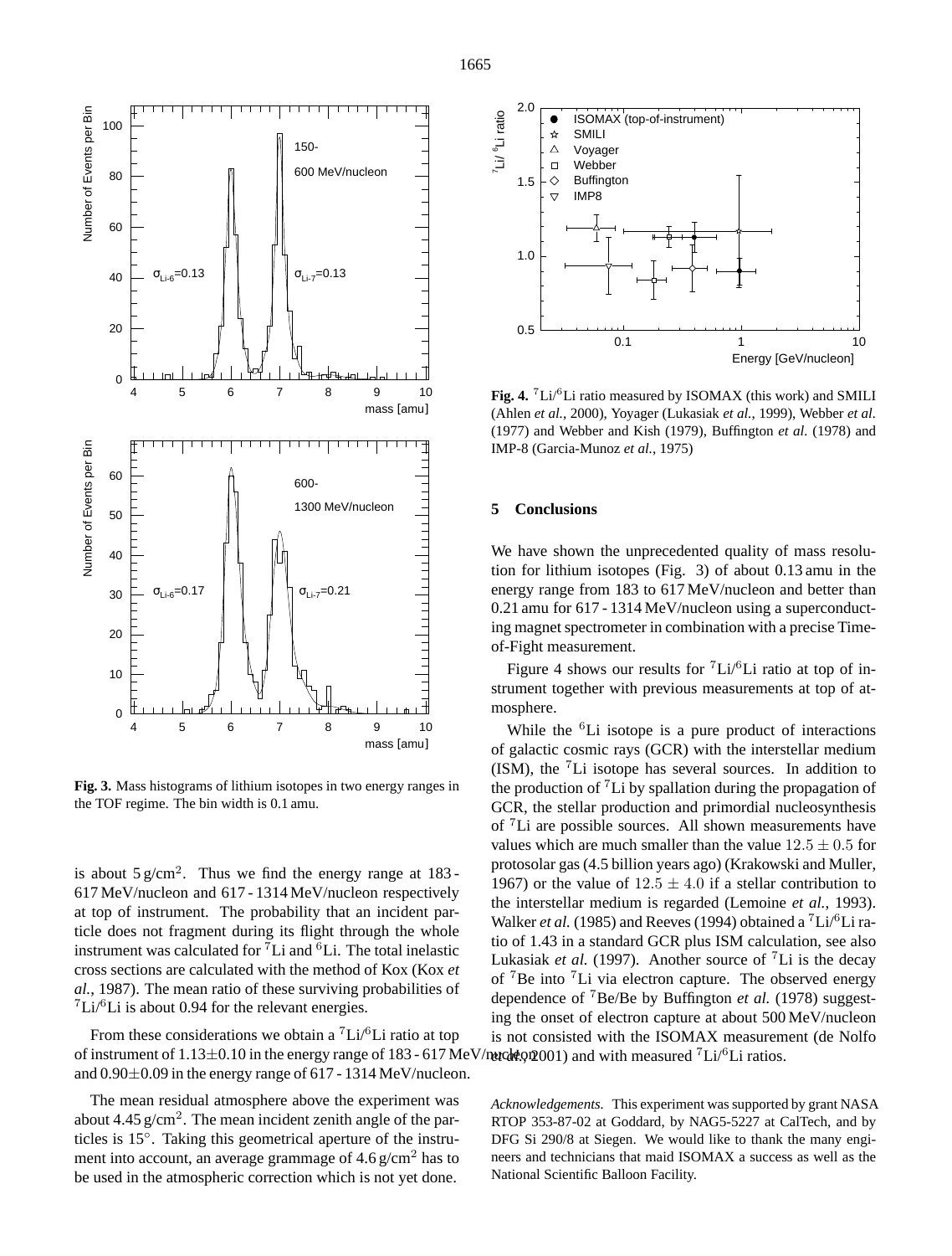**Fig. 3.** Mass histograms of lithium isotopes in two energy ranges in the TOF regime. The bin width is 0.1 amu.

is about 5 g/cm$^2$. Thus we find the energy range at 183 - 617 MeV/nucleon and 617 - 1314 MeV/nucleon respectively at top of instrument. The probability that an incident particle does not fragment during its flight through the whole instrument was calculated for $^7$Li and $^6$Li. The total inelastic cross sections are calculated with the method of Kox (Kox *et al.*, 1987). The mean ratio of these surviving probabilities of $^7$Li/$^6$Li is about 0.94 for the relevant energies.

From these considerations we obtain a $^7$Li/$^6$Li ratio at top of instrument of 1.13$\pm$0.10 in the energy range of 183 - 617 MeV/nucleon and 0.90$\pm$0.09 in the energy range of 617 - 1314 MeV/nucleon.

The mean residual atmosphere above the experiment was about 4.45 g/cm$^2$. The mean incident zenith angle of the particles is 15$^\circ$. Taking this geometrical aperture of the instrument into account, an average grammage of 4.6 g/cm$^2$ has to be used in the atmospheric correction which is not yet done.

**Fig. 4.** $^7$Li/$^6$Li ratio measured by ISOMAX (this work) and SMILI (Ahlen *et al.*, 2000), Voyager (Lukasiak *et al.*, 1999), Webber *et al.* (1977) and Webber and Kish (1979), Buffington *et al.* (1978) and IMP-8 (Garcia-Munoz *et al.*, 1975)

## 5 Conclusions

We have shown the unprecedented quality of mass resolution for lithium isotopes (Fig. 3) of about 0.13 amu in the energy range from 183 to 617 MeV/nucleon and better than 0.21 amu for 617 - 1314 MeV/nucleon using a superconducting magnet spectrometer in combination with a precise Time-of-Fight measurement.

Figure 4 shows our results for $^7$Li/$^6$Li ratio at top of instrument together with previous measurements at top of atmosphere.

While the $^6$Li isotope is a pure product of interactions of galactic cosmic rays (GCR) with the interstellar medium (ISM), the $^7$Li isotope has several sources. In addition to the production of $^7$Li by spallation during the propagation of GCR, the stellar production and primordial nucleosynthesis of $^7$Li are possible sources. All shown measurements have values which are much smaller than the value $12.5 \pm 0.5$ for protosolar gas (4.5 billion years ago) (Krakowski and Muller, 1967) or the value of $12.5 \pm 4.0$ if a stellar contribution to the interstellar medium is regarded (Lemoine *et al.*, 1993). Walker *et al.* (1985) and Reeves (1994) obtained a $^7$Li/$^6$Li ratio of 1.43 in a standard GCR plus ISM calculation, see also Lukasiak *et al.* (1997). Another source of $^7$Li is the decay of $^7$Be into $^7$Li via electron capture. The observed energy dependence of $^7$Be/Be by Buffington *et al.* (1978) suggesting the onset of electron capture at about 500 MeV/nucleon is not consisted with the ISOMAX measurement (de Nolfo *et al.*, 2001) and with measured $^7$Li/$^6$Li ratios.

*Acknowledgements.* This experiment was supported by grant NASA RTOP 353-87-02 at Goddard, by NAG5-5227 at CalTech, and by DFG Si 290/8 at Siegen. We would like to thank the many engineers and technicians that maid ISOMAX a success as well as the National Scientific Balloon Facility.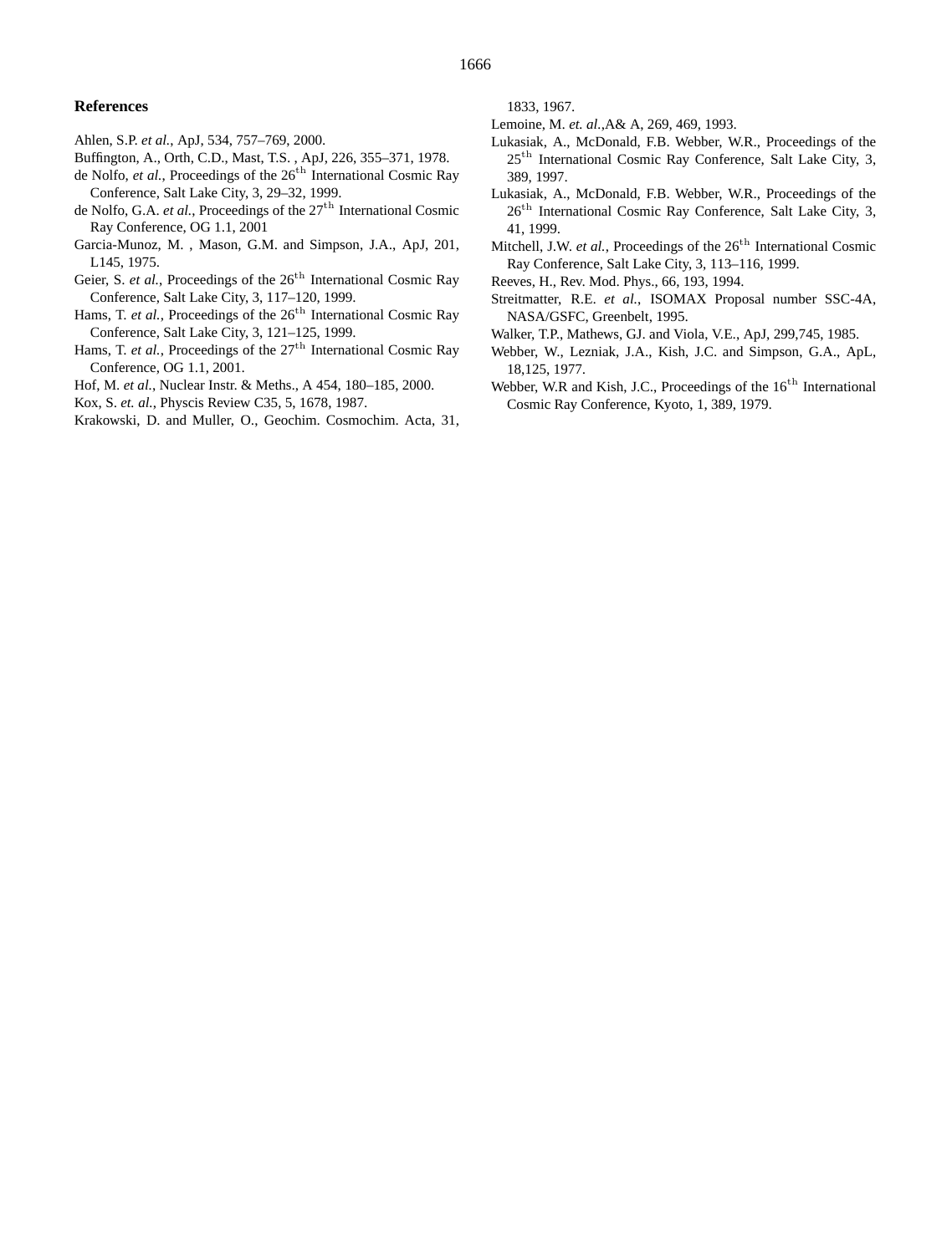## References

Ahlen, S.P. *et al.*, ApJ, 534, 757–769, 2000.

Buffington, A., Orth, C.D., Mast, T.S. , ApJ, 226, 355–371, 1978.

de Nolfo, *et al.*, Proceedings of the 26$^{th}$ International Cosmic Ray Conference, Salt Lake City, 3, 29–32, 1999.

de Nolfo, G.A. *et al.*, Proceedings of the 27$^{th}$ International Cosmic Ray Conference, OG 1.1, 2001

Garcia-Munoz, M. , Mason, G.M. and Simpson, J.A., ApJ, 201, L145, 1975.

Geier, S. *et al.*, Proceedings of the 26$^{th}$ International Cosmic Ray Conference, Salt Lake City, 3, 117–120, 1999.

Hams, T. *et al.*, Proceedings of the 26$^{th}$ International Cosmic Ray Conference, Salt Lake City, 3, 121–125, 1999.

Hams, T. *et al.*, Proceedings of the 27$^{th}$ International Cosmic Ray Conference, OG 1.1, 2001.

Hof, M. *et al.*, Nuclear Instr. & Meths., A 454, 180–185, 2000.

Kox, S. *et. al.*, Physcis Review C35, 5, 1678, 1987.

Krakowski, D. and Muller, O., Geochim. Cosmochim. Acta, 31, 1833, 1967.

Lemoine, M. *et. al.*,A& A, 269, 469, 1993.

Lukasiak, A., McDonald, F.B. Webber, W.R., Proceedings of the 25$^{th}$ International Cosmic Ray Conference, Salt Lake City, 3, 389, 1997.

Lukasiak, A., McDonald, F.B. Webber, W.R., Proceedings of the 26$^{th}$ International Cosmic Ray Conference, Salt Lake City, 3, 41, 1999.

Mitchell, J.W. *et al.*, Proceedings of the 26$^{th}$ International Cosmic Ray Conference, Salt Lake City, 3, 113–116, 1999.

Reeves, H., Rev. Mod. Phys., 66, 193, 1994.

Streitmatter, R.E. *et al.*, ISOMAX Proposal number SSC-4A, NASA/GSFC, Greenbelt, 1995.

Walker, T.P., Mathews, GJ. and Viola, V.E., ApJ, 299,745, 1985.

Webber, W., Lezniak, J.A., Kish, J.C. and Simpson, G.A., ApL, 18,125, 1977.

Webber, W.R and Kish, J.C., Proceedings of the 16$^{th}$ International Cosmic Ray Conference, Kyoto, 1, 389, 1979.